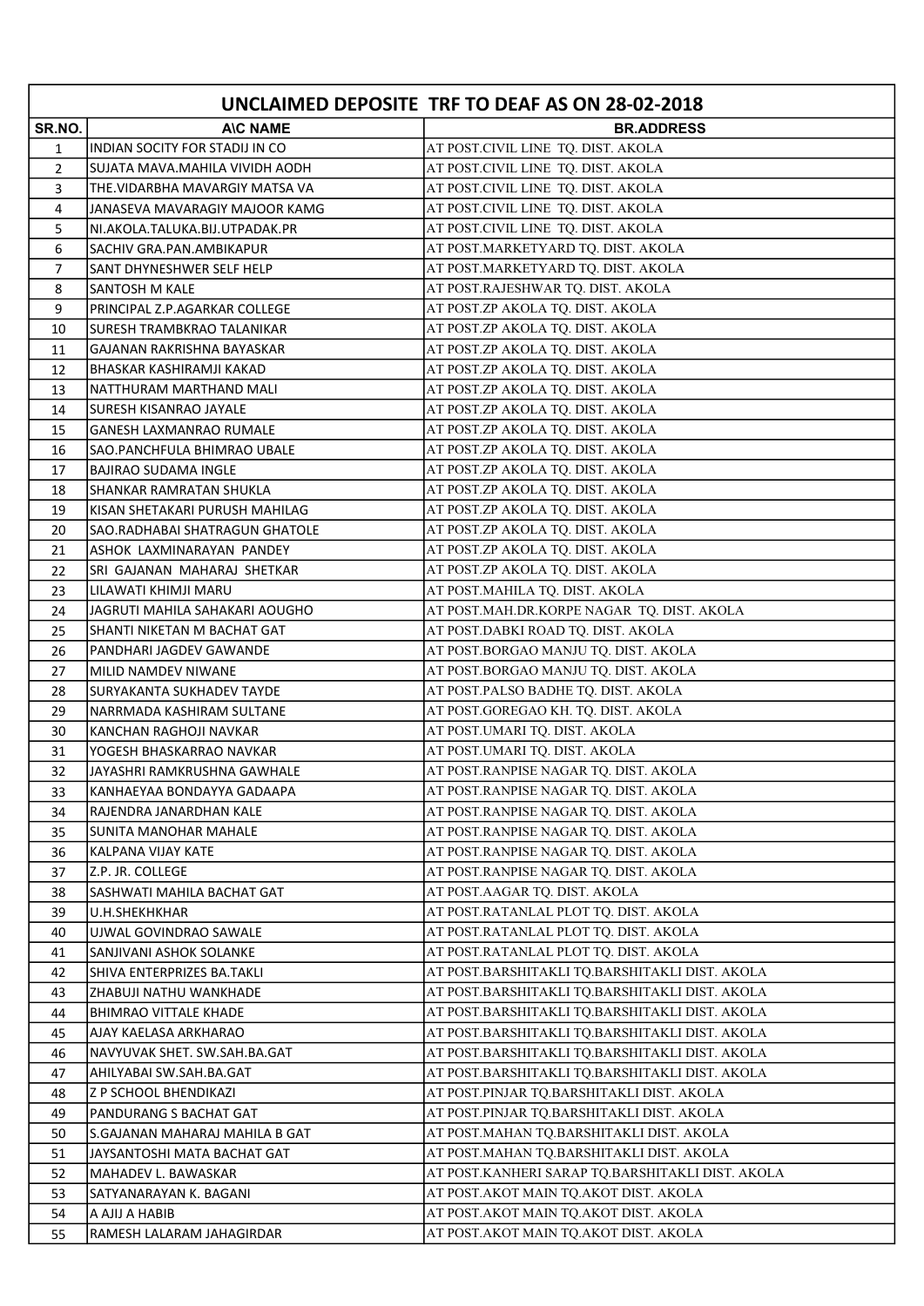# UNCLAIMED DEPOSITE TRF TO DEAF AS ON 28-02-2018

| SR.NO. | A\C NAME | BR.ADDRESS |
|---|---|---|
| 1 | INDIAN SOCITY FOR STADIJ IN CO | AT POST.CIVIL LINE TQ. DIST. AKOLA |
| 2 | SUJATA MAVA.MAHILA VIVIDH AODH | AT POST.CIVIL LINE TQ. DIST. AKOLA |
| 3 | THE.VIDARBHA MAVARGIY MATSA VA | AT POST.CIVIL LINE TQ. DIST. AKOLA |
| 4 | JANASEVA MAVARAGIY MAJOOR KAMG | AT POST.CIVIL LINE TQ. DIST. AKOLA |
| 5 | NI.AKOLA.TALUKA.BIJ.UTPADAK.PR | AT POST.CIVIL LINE TQ. DIST. AKOLA |
| 6 | SACHIV GRA.PAN.AMBIKAPUR | AT POST.MARKETYARD TQ. DIST. AKOLA |
| 7 | SANT DHYNESHWER SELF HELP | AT POST.MARKETYARD TQ. DIST. AKOLA |
| 8 | SANTOSH M KALE | AT POST.RAJESHWAR TQ. DIST. AKOLA |
| 9 | PRINCIPAL Z.P.AGARKAR COLLEGE | AT POST.ZP AKOLA TQ. DIST. AKOLA |
| 10 | SURESH TRAMBKRAO TALANIKAR | AT POST.ZP AKOLA TQ. DIST. AKOLA |
| 11 | GAJANAN RAKRISHNA BAYASKAR | AT POST.ZP AKOLA TQ. DIST. AKOLA |
| 12 | BHASKAR KASHIRAMJI KAKAD | AT POST.ZP AKOLA TQ. DIST. AKOLA |
| 13 | NATTHURAM MARTHAND MALI | AT POST.ZP AKOLA TQ. DIST. AKOLA |
| 14 | SURESH KISANRAO JAYALE | AT POST.ZP AKOLA TQ. DIST. AKOLA |
| 15 | GANESH LAXMANRAO RUMALE | AT POST.ZP AKOLA TQ. DIST. AKOLA |
| 16 | SAO.PANCHFULA BHIMRAO UBALE | AT POST.ZP AKOLA TQ. DIST. AKOLA |
| 17 | BAJIRAO SUDAMA INGLE | AT POST.ZP AKOLA TQ. DIST. AKOLA |
| 18 | SHANKAR RAMRATAN SHUKLA | AT POST.ZP AKOLA TQ. DIST. AKOLA |
| 19 | KISAN SHETAKARI PURUSH MAHILAG | AT POST.ZP AKOLA TQ. DIST. AKOLA |
| 20 | SAO.RADHABAI SHATRAGUN GHATOLE | AT POST.ZP AKOLA TQ. DIST. AKOLA |
| 21 | ASHOK LAXMINARAYAN PANDEY | AT POST.ZP AKOLA TQ. DIST. AKOLA |
| 22 | SRI GAJANAN MAHARAJ SHETKAR | AT POST.ZP AKOLA TQ. DIST. AKOLA |
| 23 | LILAWATI KHIMJI MARU | AT POST.MAHILA TQ. DIST. AKOLA |
| 24 | JAGRUTI MAHILA SAHAKARI AOUGHO | AT POST.MAH.DR.KORPE NAGAR TQ. DIST. AKOLA |
| 25 | SHANTI NIKETAN M BACHAT GAT | AT POST.DABKI ROAD TQ. DIST. AKOLA |
| 26 | PANDHARI JAGDEV GAWANDE | AT POST.BORGAO MANJU TQ. DIST. AKOLA |
| 27 | MILID NAMDEV NIWANE | AT POST.BORGAO MANJU TQ. DIST. AKOLA |
| 28 | SURYAKANTA SUKHADEV TAYDE | AT POST.PALSO BADHE TQ. DIST. AKOLA |
| 29 | NARRMADA KASHIRAM SULTANE | AT POST.GOREGAO KH. TQ. DIST. AKOLA |
| 30 | KANCHAN RAGHOJI NAVKAR | AT POST.UMARI TQ. DIST. AKOLA |
| 31 | YOGESH BHASKARRAO NAVKAR | AT POST.UMARI TQ. DIST. AKOLA |
| 32 | JAYASHRI RAMKRUSHNA GAWHALE | AT POST.RANPISE NAGAR TQ. DIST. AKOLA |
| 33 | KANHAEYAA BONDAYYA GADAAPA | AT POST.RANPISE NAGAR TQ. DIST. AKOLA |
| 34 | RAJENDRA JANARDHAN KALE | AT POST.RANPISE NAGAR TQ. DIST. AKOLA |
| 35 | SUNITA MANOHAR MAHALE | AT POST.RANPISE NAGAR TQ. DIST. AKOLA |
| 36 | KALPANA VIJAY KATE | AT POST.RANPISE NAGAR TQ. DIST. AKOLA |
| 37 | Z.P. JR. COLLEGE | AT POST.RANPISE NAGAR TQ. DIST. AKOLA |
| 38 | SASHWATI MAHILA BACHAT GAT | AT POST.AAGAR TQ. DIST. AKOLA |
| 39 | U.H.SHEKHKHAR | AT POST.RATANLAL PLOT TQ. DIST. AKOLA |
| 40 | UJWAL GOVINDRAO SAWALE | AT POST.RATANLAL PLOT TQ. DIST. AKOLA |
| 41 | SANJIVANI ASHOK SOLANKE | AT POST.RATANLAL PLOT TQ. DIST. AKOLA |
| 42 | SHIVA ENTERPRIZES BA.TAKLI | AT POST.BARSHITAKLI TQ.BARSHITAKLI DIST. AKOLA |
| 43 | ZHABUJI NATHU WANKHADE | AT POST.BARSHITAKLI TQ.BARSHITAKLI DIST. AKOLA |
| 44 | BHIMRAO VITTALE KHADE | AT POST.BARSHITAKLI TQ.BARSHITAKLI DIST. AKOLA |
| 45 | AJAY KAELASA ARKHARAO | AT POST.BARSHITAKLI TQ.BARSHITAKLI DIST. AKOLA |
| 46 | NAVYUVAK SHET. SW.SAH.BA.GAT | AT POST.BARSHITAKLI TQ.BARSHITAKLI DIST. AKOLA |
| 47 | AHILYABAI SW.SAH.BA.GAT | AT POST.BARSHITAKLI TQ.BARSHITAKLI DIST. AKOLA |
| 48 | Z P SCHOOL BHENDIKAZI | AT POST.PINJAR TQ.BARSHITAKLI DIST. AKOLA |
| 49 | PANDURANG S BACHAT GAT | AT POST.PINJAR TQ.BARSHITAKLI DIST. AKOLA |
| 50 | S.GAJANAN MAHARAJ MAHILA B GAT | AT POST.MAHAN TQ.BARSHITAKLI DIST. AKOLA |
| 51 | JAYSANTOSHI MATA BACHAT GAT | AT POST.MAHAN TQ.BARSHITAKLI DIST. AKOLA |
| 52 | MAHADEV L. BAWASKAR | AT POST.KANHERI SARAP TQ.BARSHITAKLI DIST. AKOLA |
| 53 | SATYANARAYAN K. BAGANI | AT POST.AKOT MAIN TQ.AKOT DIST. AKOLA |
| 54 | A AJIJ A HABIB | AT POST.AKOT MAIN TQ.AKOT DIST. AKOLA |
| 55 | RAMESH LALARAM JAHAGIRDAR | AT POST.AKOT MAIN TQ.AKOT DIST. AKOLA |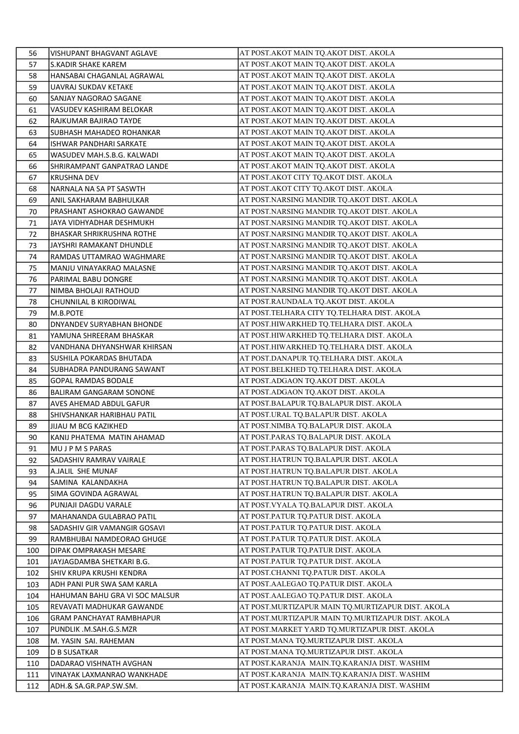| | | |
|---|---|---|
| 56 | VISHUPANT BHAGVANT AGLAVE | AT POST.AKOT MAIN TQ.AKOT DIST. AKOLA |
| 57 | S.KADIR SHAKE KAREM | AT POST.AKOT MAIN TQ.AKOT DIST. AKOLA |
| 58 | HANSABAI CHAGANLAL AGRAWAL | AT POST.AKOT MAIN TQ.AKOT DIST. AKOLA |
| 59 | UAVRAJ SUKDAV KETAKE | AT POST.AKOT MAIN TQ.AKOT DIST. AKOLA |
| 60 | SANJAY NAGORAO SAGANE | AT POST.AKOT MAIN TQ.AKOT DIST. AKOLA |
| 61 | VASUDEV KASHIRAM BELOKAR | AT POST.AKOT MAIN TQ.AKOT DIST. AKOLA |
| 62 | RAJKUMAR BAJIRAO TAYDE | AT POST.AKOT MAIN TQ.AKOT DIST. AKOLA |
| 63 | SUBHASH MAHADEO ROHANKAR | AT POST.AKOT MAIN TQ.AKOT DIST. AKOLA |
| 64 | ISHWAR PANDHARI SARKATE | AT POST.AKOT MAIN TQ.AKOT DIST. AKOLA |
| 65 | WASUDEV MAH.S.B.G. KALWADI | AT POST.AKOT MAIN TQ.AKOT DIST. AKOLA |
| 66 | SHRIRAMPANT GANPATRAO LANDE | AT POST.AKOT MAIN TQ.AKOT DIST. AKOLA |
| 67 | KRUSHNA DEV | AT POST.AKOT CITY TQ.AKOT DIST. AKOLA |
| 68 | NARNALA NA SA PT SASWTH | AT POST.AKOT CITY TQ.AKOT DIST. AKOLA |
| 69 | ANIL SAKHARAM BABHULKAR | AT POST.NARSING MANDIR TQ.AKOT DIST. AKOLA |
| 70 | PRASHANT ASHOKRAO GAWANDE | AT POST.NARSING MANDIR TQ.AKOT DIST. AKOLA |
| 71 | JAYA VIDHYADHAR DESHMUKH | AT POST.NARSING MANDIR TQ.AKOT DIST. AKOLA |
| 72 | BHASKAR SHRIKRUSHNA ROTHE | AT POST.NARSING MANDIR TQ.AKOT DIST. AKOLA |
| 73 | JAYSHRI RAMAKANT DHUNDLE | AT POST.NARSING MANDIR TQ.AKOT DIST. AKOLA |
| 74 | RAMDAS UTTAMRAO WAGHMARE | AT POST.NARSING MANDIR TQ.AKOT DIST. AKOLA |
| 75 | MANJU VINAYAKRAO MALASNE | AT POST.NARSING MANDIR TQ.AKOT DIST. AKOLA |
| 76 | PARIMAL BABU DONGRE | AT POST.NARSING MANDIR TQ.AKOT DIST. AKOLA |
| 77 | NIMBA BHOLAJI RATHOUD | AT POST.NARSING MANDIR TQ.AKOT DIST. AKOLA |
| 78 | CHUNNILAL B KIRODIWAL | AT POST.RAUNDALA TQ.AKOT DIST. AKOLA |
| 79 | M.B.POTE | AT POST.TELHARA CITY TQ.TELHARA DIST. AKOLA |
| 80 | DNYANDEV SURYABHAN BHONDE | AT POST.HIWARKHED TQ.TELHARA DIST. AKOLA |
| 81 | YAMUNA SHREERAM BHASKAR | AT POST.HIWARKHED TQ.TELHARA DIST. AKOLA |
| 82 | VANDHANA DHYANSHWAR KHIRSAN | AT POST.HIWARKHED TQ.TELHARA DIST. AKOLA |
| 83 | SUSHILA POKARDAS BHUTADA | AT POST.DANAPUR TQ.TELHARA DIST. AKOLA |
| 84 | SUBHADRA PANDURANG SAWANT | AT POST.BELKHED TQ.TELHARA DIST. AKOLA |
| 85 | GOPAL RAMDAS BODALE | AT POST.ADGAON TQ.AKOT DIST. AKOLA |
| 86 | BALIRAM GANGARAM SONONE | AT POST.ADGAON TQ.AKOT DIST. AKOLA |
| 87 | AVES AHEMAD ABDUL GAFUR | AT POST.BALAPUR TQ.BALAPUR DIST. AKOLA |
| 88 | SHIVSHANKAR HARIBHAU PATIL | AT POST.URAL TQ.BALAPUR DIST. AKOLA |
| 89 | JIJAU M BCG KAZIKHED | AT POST.NIMBA TQ.BALAPUR DIST. AKOLA |
| 90 | KANIJ PHATEMA MATIN AHAMAD | AT POST.PARAS TQ.BALAPUR DIST. AKOLA |
| 91 | MU J P M S PARAS | AT POST.PARAS TQ.BALAPUR DIST. AKOLA |
| 92 | SADASHIV RAMRAV VAIRALE | AT POST.HATRUN TQ.BALAPUR DIST. AKOLA |
| 93 | A.JALIL SHE MUNAF | AT POST.HATRUN TQ.BALAPUR DIST. AKOLA |
| 94 | SAMINA KALANDAKHA | AT POST.HATRUN TQ.BALAPUR DIST. AKOLA |
| 95 | SIMA GOVINDA AGRAWAL | AT POST.HATRUN TQ.BALAPUR DIST. AKOLA |
| 96 | PUNJAJI DAGDU VARALE | AT POST.VYALA TQ.BALAPUR DIST. AKOLA |
| 97 | MAHANANDA GULABRAO PATIL | AT POST.PATUR TQ.PATUR DIST. AKOLA |
| 98 | SADASHIV GIR VAMANGIR GOSAVI | AT POST.PATUR TQ.PATUR DIST. AKOLA |
| 99 | RAMBHUBAI NAMDEORAO GHUGE | AT POST.PATUR TQ.PATUR DIST. AKOLA |
| 100 | DIPAK OMPRAKASH MESARE | AT POST.PATUR TQ.PATUR DIST. AKOLA |
| 101 | JAYJAGDAMBA SHETKARI B.G. | AT POST.PATUR TQ.PATUR DIST. AKOLA |
| 102 | SHIV KRUPA KRUSHI KENDRA | AT POST.CHANNI TQ.PATUR DIST. AKOLA |
| 103 | ADH PANI PUR SWA SAM KARLA | AT POST.AALEGAO TQ.PATUR DIST. AKOLA |
| 104 | HAHUMAN BAHU GRA VI SOC MALSUR | AT POST.AALEGAO TQ.PATUR DIST. AKOLA |
| 105 | REVAVATI MADHUKAR GAWANDE | AT POST.MURTIZAPUR MAIN TQ.MURTIZAPUR DIST. AKOLA |
| 106 | GRAM PANCHAYAT RAMBHAPUR | AT POST.MURTIZAPUR MAIN TQ.MURTIZAPUR DIST. AKOLA |
| 107 | PUNDLIK .M.SAH.G.S.MZR | AT POST.MARKET YARD TQ.MURTIZAPUR DIST. AKOLA |
| 108 | M. YASIN SAI. RAHEMAN | AT POST.MANA TQ.MURTIZAPUR DIST. AKOLA |
| 109 | D B SUSATKAR | AT POST.MANA TQ.MURTIZAPUR DIST. AKOLA |
| 110 | DADARAO VISHNATH AVGHAN | AT POST.KARANJA MAIN.TQ.KARANJA DIST. WASHIM |
| 111 | VINAYAK LAXMANRAO WANKHADE | AT POST.KARANJA MAIN.TQ.KARANJA DIST. WASHIM |
| 112 | ADH.& SA.GR.PAP.SW.SM. | AT POST.KARANJA MAIN.TQ.KARANJA DIST. WASHIM |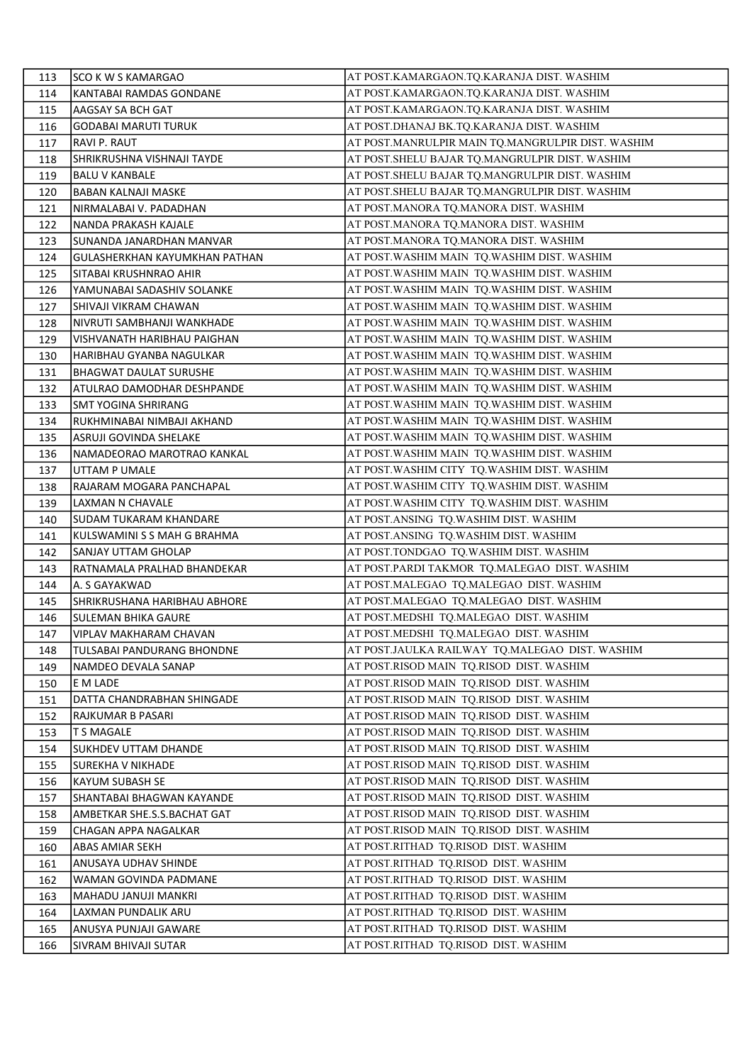| | | |
|---|---|---|
| 113 | SCO K W S KAMARGAO | AT POST.KAMARGAON.TQ.KARANJA DIST. WASHIM |
| 114 | KANTABAI RAMDAS GONDANE | AT POST.KAMARGAON.TQ.KARANJA DIST. WASHIM |
| 115 | AAGSAY SA BCH GAT | AT POST.KAMARGAON.TQ.KARANJA DIST. WASHIM |
| 116 | GODABAI MARUTI TURUK | AT POST.DHANAJ BK.TQ.KARANJA DIST. WASHIM |
| 117 | RAVI P. RAUT | AT POST.MANRULPIR MAIN TQ.MANGRULPIR DIST. WASHIM |
| 118 | SHRIKRUSHNA VISHNAJI TAYDE | AT POST.SHELU BAJAR TQ.MANGRULPIR DIST. WASHIM |
| 119 | BALU V KANBALE | AT POST.SHELU BAJAR TQ.MANGRULPIR DIST. WASHIM |
| 120 | BABAN KALNAJI MASKE | AT POST.SHELU BAJAR TQ.MANGRULPIR DIST. WASHIM |
| 121 | NIRMALABAI V. PADADHAN | AT POST.MANORA TQ.MANORA DIST. WASHIM |
| 122 | NANDA PRAKASH KAJALE | AT POST.MANORA TQ.MANORA DIST. WASHIM |
| 123 | SUNANDA JANARDHAN MANVAR | AT POST.MANORA TQ.MANORA DIST. WASHIM |
| 124 | GULASHERKHAN KAYUMKHAN PATHAN | AT POST.WASHIM MAIN TQ.WASHIM DIST. WASHIM |
| 125 | SITABAI KRUSHNRAO AHIR | AT POST.WASHIM MAIN TQ.WASHIM DIST. WASHIM |
| 126 | YAMUNABAI SADASHIV SOLANKE | AT POST.WASHIM MAIN TQ.WASHIM DIST. WASHIM |
| 127 | SHIVAJI VIKRAM CHAWAN | AT POST.WASHIM MAIN TQ.WASHIM DIST. WASHIM |
| 128 | NIVRUTI SAMBHANJI WANKHADE | AT POST.WASHIM MAIN TQ.WASHIM DIST. WASHIM |
| 129 | VISHVANATH HARIBHAU PAIGHAN | AT POST.WASHIM MAIN TQ.WASHIM DIST. WASHIM |
| 130 | HARIBHAU GYANBA NAGULKAR | AT POST.WASHIM MAIN TQ.WASHIM DIST. WASHIM |
| 131 | BHAGWAT DAULAT SURUSHE | AT POST.WASHIM MAIN TQ.WASHIM DIST. WASHIM |
| 132 | ATULRAO DAMODHAR DESHPANDE | AT POST.WASHIM MAIN TQ.WASHIM DIST. WASHIM |
| 133 | SMT YOGINA SHRIRANG | AT POST.WASHIM MAIN TQ.WASHIM DIST. WASHIM |
| 134 | RUKHMINABAI NIMBAJI AKHAND | AT POST.WASHIM MAIN TQ.WASHIM DIST. WASHIM |
| 135 | ASRUJI GOVINDA SHELAKE | AT POST.WASHIM MAIN TQ.WASHIM DIST. WASHIM |
| 136 | NAMADEORAO MAROTRAO KANKAL | AT POST.WASHIM MAIN TQ.WASHIM DIST. WASHIM |
| 137 | UTTAM P UMALE | AT POST.WASHIM CITY TQ.WASHIM DIST. WASHIM |
| 138 | RAJARAM MOGARA PANCHAPAL | AT POST.WASHIM CITY TQ.WASHIM DIST. WASHIM |
| 139 | LAXMAN N CHAVALE | AT POST.WASHIM CITY TQ.WASHIM DIST. WASHIM |
| 140 | SUDAM TUKARAM KHANDARE | AT POST.ANSING TQ.WASHIM DIST. WASHIM |
| 141 | KULSWAMINI S S MAH G BRAHMA | AT POST.ANSING TQ.WASHIM DIST. WASHIM |
| 142 | SANJAY UTTAM GHOLAP | AT POST.TONDGAO TQ.WASHIM DIST. WASHIM |
| 143 | RATNAMALA PRALHAD BHANDEKAR | AT POST.PARDI TAKMOR TQ.MALEGAO DIST. WASHIM |
| 144 | A. S GAYAKWAD | AT POST.MALEGAO TQ.MALEGAO DIST. WASHIM |
| 145 | SHRIKRUSHANA HARIBHAU ABHORE | AT POST.MALEGAO TQ.MALEGAO DIST. WASHIM |
| 146 | SULEMAN BHIKA GAURE | AT POST.MEDSHI TQ.MALEGAO DIST. WASHIM |
| 147 | VIPLAV MAKHARAM CHAVAN | AT POST.MEDSHI TQ.MALEGAO DIST. WASHIM |
| 148 | TULSABAI PANDURANG BHONDNE | AT POST.JAULKA RAILWAY TQ.MALEGAO DIST. WASHIM |
| 149 | NAMDEO DEVALA SANAP | AT POST.RISOD MAIN TQ.RISOD DIST. WASHIM |
| 150 | E M LADE | AT POST.RISOD MAIN TQ.RISOD DIST. WASHIM |
| 151 | DATTA CHANDRABHAN SHINGADE | AT POST.RISOD MAIN TQ.RISOD DIST. WASHIM |
| 152 | RAJKUMAR B PASARI | AT POST.RISOD MAIN TQ.RISOD DIST. WASHIM |
| 153 | T S MAGALE | AT POST.RISOD MAIN TQ.RISOD DIST. WASHIM |
| 154 | SUKHDEV UTTAM DHANDE | AT POST.RISOD MAIN TQ.RISOD DIST. WASHIM |
| 155 | SUREKHA V NIKHADE | AT POST.RISOD MAIN TQ.RISOD DIST. WASHIM |
| 156 | KAYUM SUBASH SE | AT POST.RISOD MAIN TQ.RISOD DIST. WASHIM |
| 157 | SHANTABAI BHAGWAN KAYANDE | AT POST.RISOD MAIN TQ.RISOD DIST. WASHIM |
| 158 | AMBETKAR SHE.S.S.BACHAT GAT | AT POST.RISOD MAIN TQ.RISOD DIST. WASHIM |
| 159 | CHAGAN APPA NAGALKAR | AT POST.RISOD MAIN TQ.RISOD DIST. WASHIM |
| 160 | ABAS AMIAR SEKH | AT POST.RITHAD TQ.RISOD DIST. WASHIM |
| 161 | ANUSAYA UDHAV SHINDE | AT POST.RITHAD TQ.RISOD DIST. WASHIM |
| 162 | WAMAN GOVINDA PADMANE | AT POST.RITHAD TQ.RISOD DIST. WASHIM |
| 163 | MAHADU JANUJI MANKRI | AT POST.RITHAD TQ.RISOD DIST. WASHIM |
| 164 | LAXMAN PUNDALIK ARU | AT POST.RITHAD TQ.RISOD DIST. WASHIM |
| 165 | ANUSYA PUNJAJI GAWARE | AT POST.RITHAD TQ.RISOD DIST. WASHIM |
| 166 | SIVRAM BHIVAJI SUTAR | AT POST.RITHAD TQ.RISOD DIST. WASHIM |